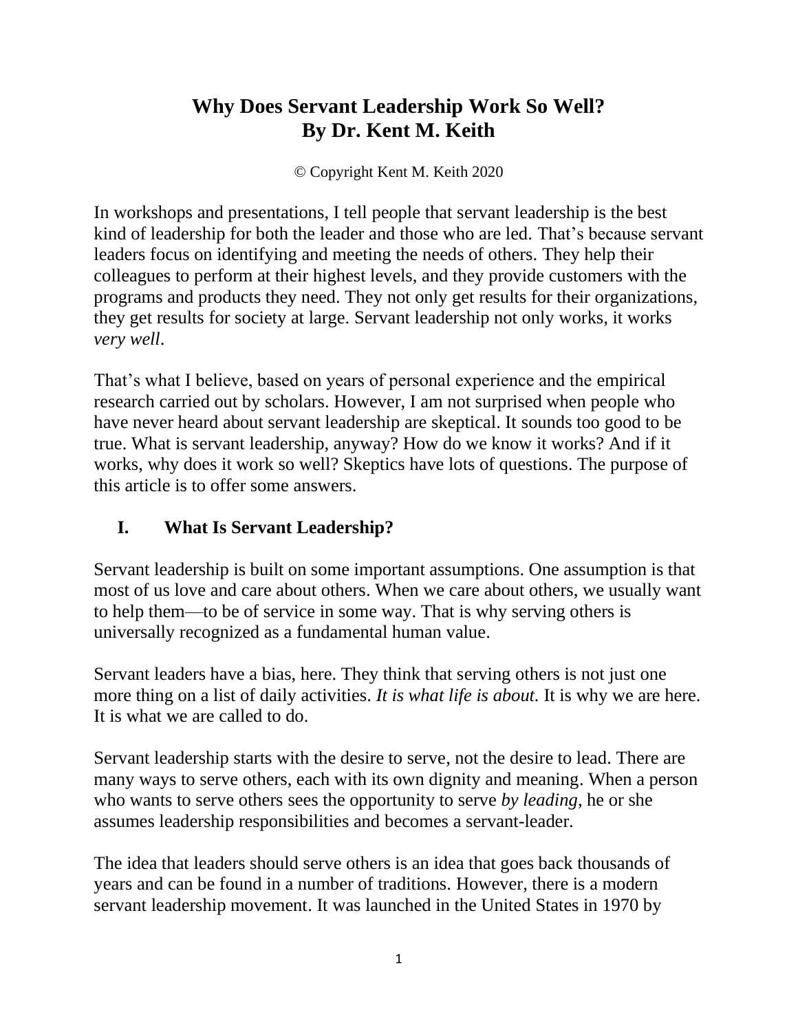# Why Does Servant Leadership Work So Well?
# By Dr. Kent M. Keith

© Copyright Kent M. Keith 2020

In workshops and presentations, I tell people that servant leadership is the best kind of leadership for both the leader and those who are led. That's because servant leaders focus on identifying and meeting the needs of others. They help their colleagues to perform at their highest levels, and they provide customers with the programs and products they need. They not only get results for their organizations, they get results for society at large. Servant leadership not only works, it works *very well*.

That's what I believe, based on years of personal experience and the empirical research carried out by scholars. However, I am not surprised when people who have never heard about servant leadership are skeptical. It sounds too good to be true. What is servant leadership, anyway? How do we know it works? And if it works, why does it work so well? Skeptics have lots of questions. The purpose of this article is to offer some answers.

## I. What Is Servant Leadership?

Servant leadership is built on some important assumptions. One assumption is that most of us love and care about others. When we care about others, we usually want to help them—to be of service in some way. That is why serving others is universally recognized as a fundamental human value.

Servant leaders have a bias, here. They think that serving others is not just one more thing on a list of daily activities. *It is what life is about.* It is why we are here. It is what we are called to do.

Servant leadership starts with the desire to serve, not the desire to lead. There are many ways to serve others, each with its own dignity and meaning. When a person who wants to serve others sees the opportunity to serve *by leading*, he or she assumes leadership responsibilities and becomes a servant-leader.

The idea that leaders should serve others is an idea that goes back thousands of years and can be found in a number of traditions. However, there is a modern servant leadership movement. It was launched in the United States in 1970 by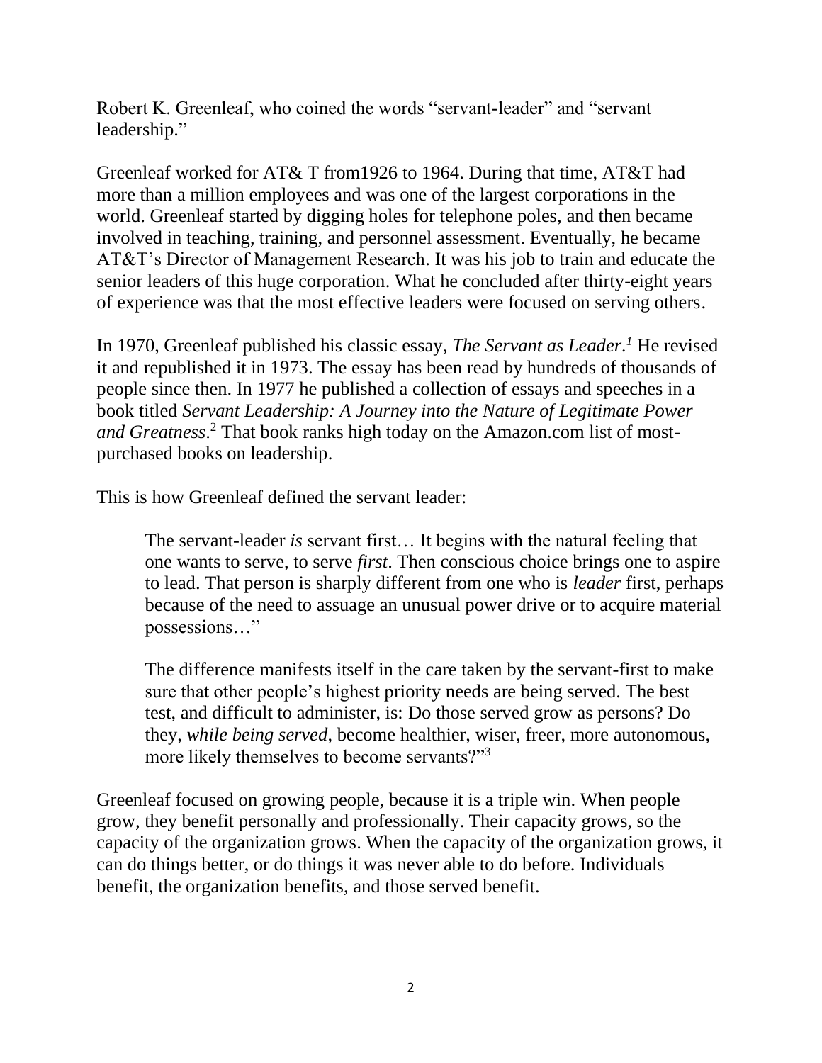Robert K. Greenleaf, who coined the words "servant-leader" and "servant leadership."

Greenleaf worked for AT& T from1926 to 1964. During that time, AT&T had more than a million employees and was one of the largest corporations in the world. Greenleaf started by digging holes for telephone poles, and then became involved in teaching, training, and personnel assessment. Eventually, he became AT&T's Director of Management Research. It was his job to train and educate the senior leaders of this huge corporation. What he concluded after thirty-eight years of experience was that the most effective leaders were focused on serving others.

In 1970, Greenleaf published his classic essay, *The Servant as Leader*.[1] He revised it and republished it in 1973. The essay has been read by hundreds of thousands of people since then. In 1977 he published a collection of essays and speeches in a book titled *Servant Leadership: A Journey into the Nature of Legitimate Power and Greatness*.[2] That book ranks high today on the Amazon.com list of most-purchased books on leadership.

This is how Greenleaf defined the servant leader:

> The servant-leader *is* servant first… It begins with the natural feeling that one wants to serve, to serve *first*. Then conscious choice brings one to aspire to lead. That person is sharply different from one who is *leader* first, perhaps because of the need to assuage an unusual power drive or to acquire material possessions…"
>
> The difference manifests itself in the care taken by the servant-first to make sure that other people's highest priority needs are being served. The best test, and difficult to administer, is: Do those served grow as persons? Do they, *while being served*, become healthier, wiser, freer, more autonomous, more likely themselves to become servants?"[3]

Greenleaf focused on growing people, because it is a triple win. When people grow, they benefit personally and professionally. Their capacity grows, so the capacity of the organization grows. When the capacity of the organization grows, it can do things better, or do things it was never able to do before. Individuals benefit, the organization benefits, and those served benefit.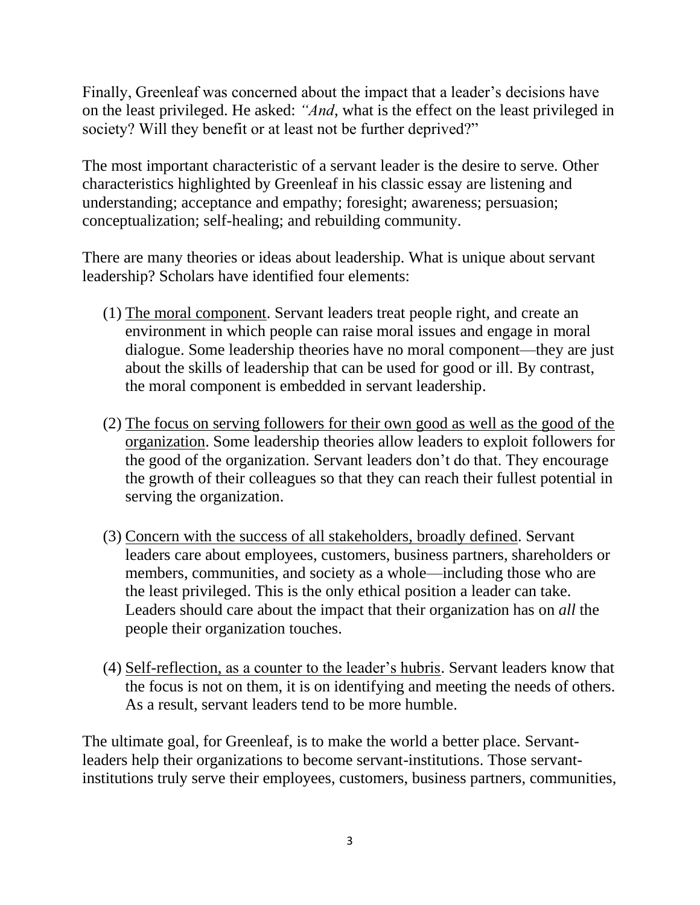Finally, Greenleaf was concerned about the impact that a leader's decisions have on the least privileged. He asked: *"And*, what is the effect on the least privileged in society? Will they benefit or at least not be further deprived?"

The most important characteristic of a servant leader is the desire to serve. Other characteristics highlighted by Greenleaf in his classic essay are listening and understanding; acceptance and empathy; foresight; awareness; persuasion; conceptualization; self-healing; and rebuilding community.

There are many theories or ideas about leadership. What is unique about servant leadership? Scholars have identified four elements:

(1) <u>The moral component</u>. Servant leaders treat people right, and create an environment in which people can raise moral issues and engage in moral dialogue. Some leadership theories have no moral component—they are just about the skills of leadership that can be used for good or ill. By contrast, the moral component is embedded in servant leadership.

(2) <u>The focus on serving followers for their own good as well as the good of the organization</u>. Some leadership theories allow leaders to exploit followers for the good of the organization. Servant leaders don't do that. They encourage the growth of their colleagues so that they can reach their fullest potential in serving the organization.

(3) <u>Concern with the success of all stakeholders, broadly defined</u>. Servant leaders care about employees, customers, business partners, shareholders or members, communities, and society as a whole—including those who are the least privileged. This is the only ethical position a leader can take. Leaders should care about the impact that their organization has on *all* the people their organization touches.

(4) <u>Self-reflection, as a counter to the leader's hubris</u>. Servant leaders know that the focus is not on them, it is on identifying and meeting the needs of others. As a result, servant leaders tend to be more humble.

The ultimate goal, for Greenleaf, is to make the world a better place. Servant-leaders help their organizations to become servant-institutions. Those servant-institutions truly serve their employees, customers, business partners, communities,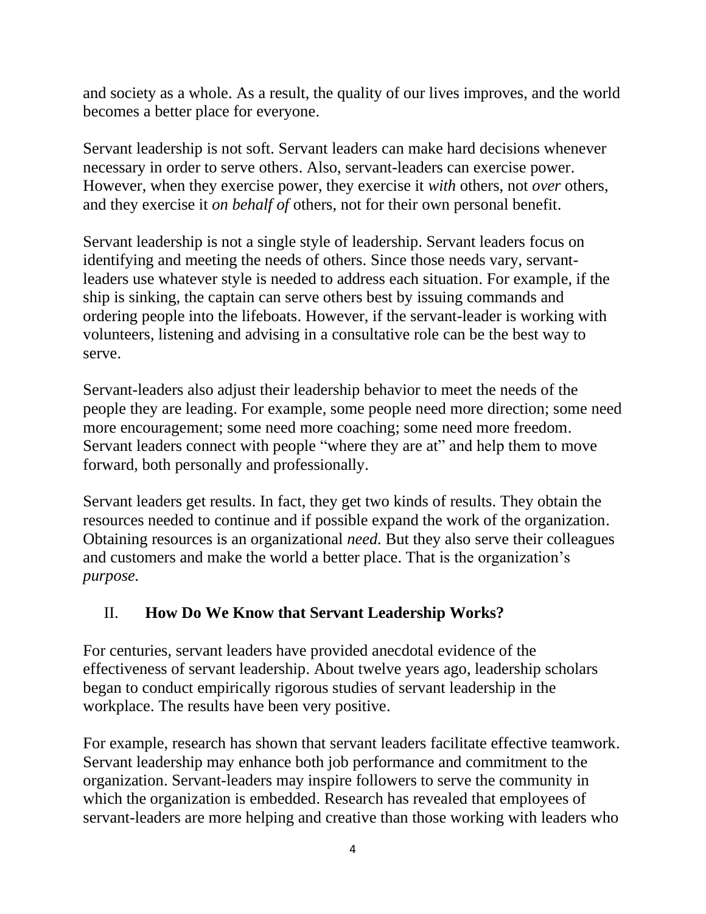and society as a whole. As a result, the quality of our lives improves, and the world becomes a better place for everyone.

Servant leadership is not soft. Servant leaders can make hard decisions whenever necessary in order to serve others. Also, servant-leaders can exercise power. However, when they exercise power, they exercise it *with* others, not *over* others, and they exercise it *on behalf of* others, not for their own personal benefit.

Servant leadership is not a single style of leadership. Servant leaders focus on identifying and meeting the needs of others. Since those needs vary, servant-leaders use whatever style is needed to address each situation. For example, if the ship is sinking, the captain can serve others best by issuing commands and ordering people into the lifeboats. However, if the servant-leader is working with volunteers, listening and advising in a consultative role can be the best way to serve.

Servant-leaders also adjust their leadership behavior to meet the needs of the people they are leading. For example, some people need more direction; some need more encouragement; some need more coaching; some need more freedom. Servant leaders connect with people "where they are at" and help them to move forward, both personally and professionally.

Servant leaders get results. In fact, they get two kinds of results. They obtain the resources needed to continue and if possible expand the work of the organization. Obtaining resources is an organizational *need.* But they also serve their colleagues and customers and make the world a better place. That is the organization's *purpose.*

## II. How Do We Know that Servant Leadership Works?

For centuries, servant leaders have provided anecdotal evidence of the effectiveness of servant leadership. About twelve years ago, leadership scholars began to conduct empirically rigorous studies of servant leadership in the workplace. The results have been very positive.

For example, research has shown that servant leaders facilitate effective teamwork. Servant leadership may enhance both job performance and commitment to the organization. Servant-leaders may inspire followers to serve the community in which the organization is embedded. Research has revealed that employees of servant-leaders are more helping and creative than those working with leaders who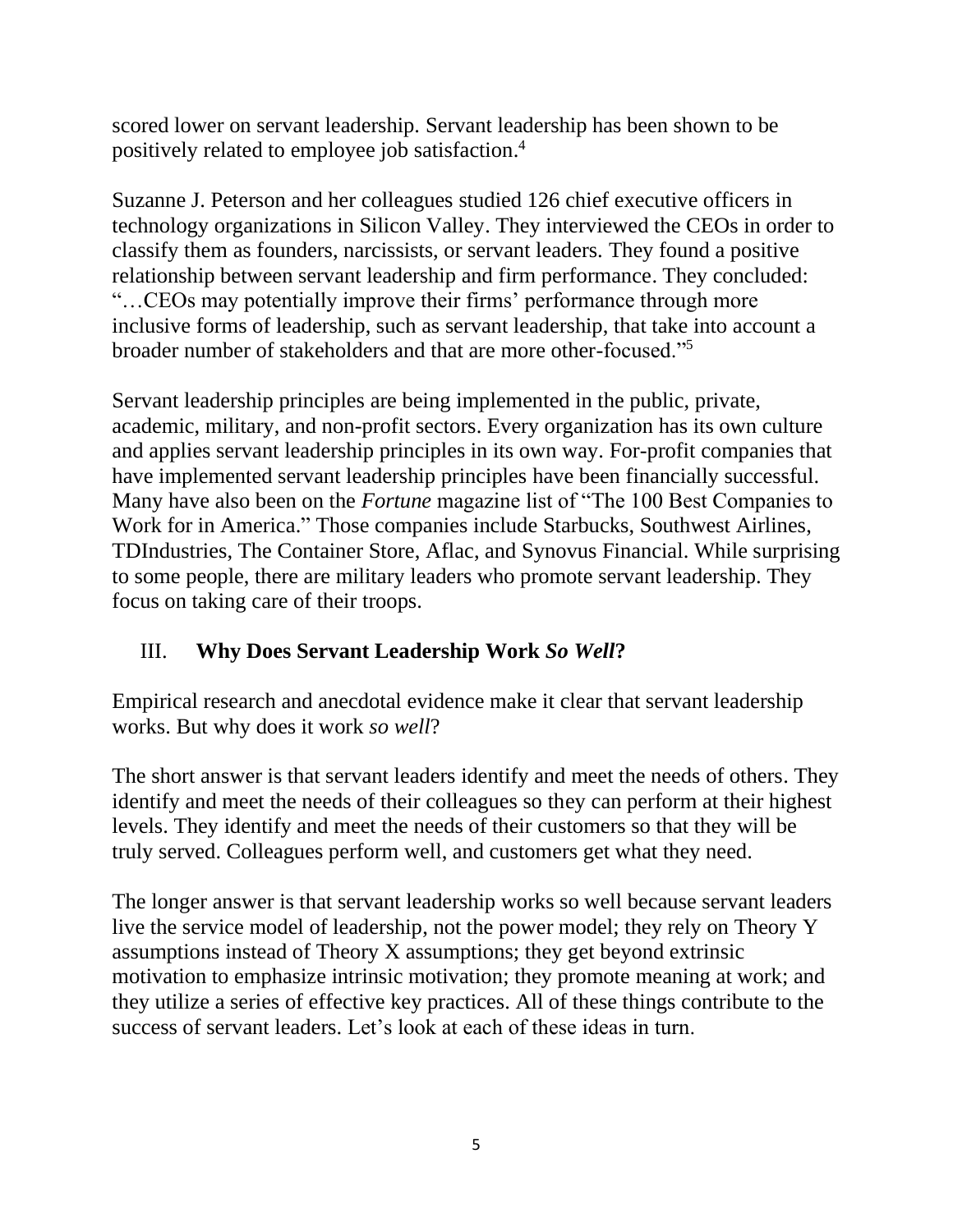scored lower on servant leadership. Servant leadership has been shown to be positively related to employee job satisfaction.[4]

Suzanne J. Peterson and her colleagues studied 126 chief executive officers in technology organizations in Silicon Valley. They interviewed the CEOs in order to classify them as founders, narcissists, or servant leaders. They found a positive relationship between servant leadership and firm performance. They concluded: "…CEOs may potentially improve their firms' performance through more inclusive forms of leadership, such as servant leadership, that take into account a broader number of stakeholders and that are more other-focused."[5]

Servant leadership principles are being implemented in the public, private, academic, military, and non-profit sectors. Every organization has its own culture and applies servant leadership principles in its own way. For-profit companies that have implemented servant leadership principles have been financially successful. Many have also been on the *Fortune* magazine list of "The 100 Best Companies to Work for in America." Those companies include Starbucks, Southwest Airlines, TDIndustries, The Container Store, Aflac, and Synovus Financial. While surprising to some people, there are military leaders who promote servant leadership. They focus on taking care of their troops.

## III. **Why Does Servant Leadership Work *So Well*?**

Empirical research and anecdotal evidence make it clear that servant leadership works. But why does it work *so well*?

The short answer is that servant leaders identify and meet the needs of others. They identify and meet the needs of their colleagues so they can perform at their highest levels. They identify and meet the needs of their customers so that they will be truly served. Colleagues perform well, and customers get what they need.

The longer answer is that servant leadership works so well because servant leaders live the service model of leadership, not the power model; they rely on Theory Y assumptions instead of Theory X assumptions; they get beyond extrinsic motivation to emphasize intrinsic motivation; they promote meaning at work; and they utilize a series of effective key practices. All of these things contribute to the success of servant leaders. Let's look at each of these ideas in turn.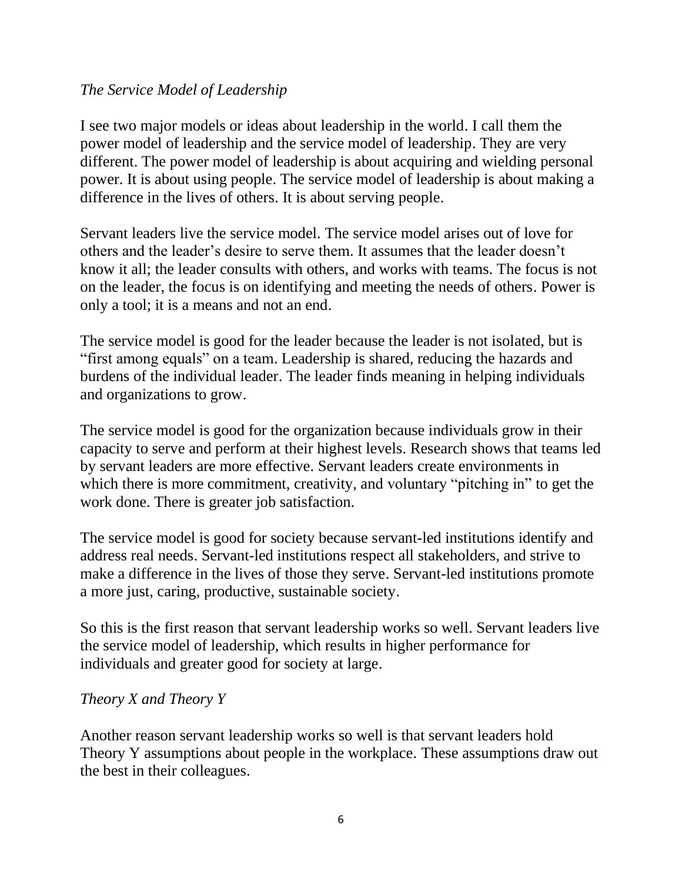*The Service Model of Leadership*

I see two major models or ideas about leadership in the world. I call them the power model of leadership and the service model of leadership. They are very different. The power model of leadership is about acquiring and wielding personal power. It is about using people. The service model of leadership is about making a difference in the lives of others. It is about serving people.

Servant leaders live the service model. The service model arises out of love for others and the leader's desire to serve them. It assumes that the leader doesn't know it all; the leader consults with others, and works with teams. The focus is not on the leader, the focus is on identifying and meeting the needs of others. Power is only a tool; it is a means and not an end.

The service model is good for the leader because the leader is not isolated, but is "first among equals" on a team. Leadership is shared, reducing the hazards and burdens of the individual leader. The leader finds meaning in helping individuals and organizations to grow.

The service model is good for the organization because individuals grow in their capacity to serve and perform at their highest levels. Research shows that teams led by servant leaders are more effective. Servant leaders create environments in which there is more commitment, creativity, and voluntary "pitching in" to get the work done. There is greater job satisfaction.

The service model is good for society because servant-led institutions identify and address real needs. Servant-led institutions respect all stakeholders, and strive to make a difference in the lives of those they serve. Servant-led institutions promote a more just, caring, productive, sustainable society.

So this is the first reason that servant leadership works so well. Servant leaders live the service model of leadership, which results in higher performance for individuals and greater good for society at large.

*Theory X and Theory Y*

Another reason servant leadership works so well is that servant leaders hold Theory Y assumptions about people in the workplace. These assumptions draw out the best in their colleagues.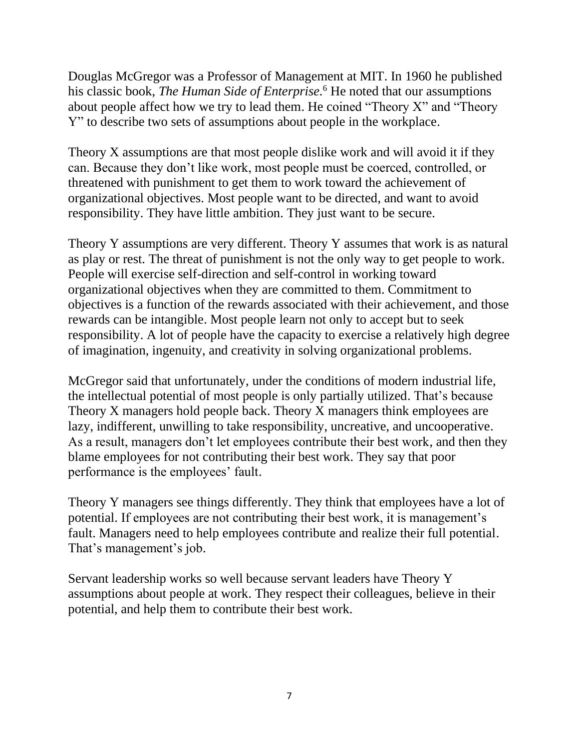Douglas McGregor was a Professor of Management at MIT. In 1960 he published his classic book, *The Human Side of Enterprise.*[6] He noted that our assumptions about people affect how we try to lead them. He coined "Theory X" and "Theory Y" to describe two sets of assumptions about people in the workplace.

Theory X assumptions are that most people dislike work and will avoid it if they can. Because they don't like work, most people must be coerced, controlled, or threatened with punishment to get them to work toward the achievement of organizational objectives. Most people want to be directed, and want to avoid responsibility. They have little ambition. They just want to be secure.

Theory Y assumptions are very different. Theory Y assumes that work is as natural as play or rest. The threat of punishment is not the only way to get people to work. People will exercise self-direction and self-control in working toward organizational objectives when they are committed to them. Commitment to objectives is a function of the rewards associated with their achievement, and those rewards can be intangible. Most people learn not only to accept but to seek responsibility. A lot of people have the capacity to exercise a relatively high degree of imagination, ingenuity, and creativity in solving organizational problems.

McGregor said that unfortunately, under the conditions of modern industrial life, the intellectual potential of most people is only partially utilized. That's because Theory X managers hold people back. Theory X managers think employees are lazy, indifferent, unwilling to take responsibility, uncreative, and uncooperative. As a result, managers don't let employees contribute their best work, and then they blame employees for not contributing their best work. They say that poor performance is the employees' fault.

Theory Y managers see things differently. They think that employees have a lot of potential. If employees are not contributing their best work, it is management's fault. Managers need to help employees contribute and realize their full potential. That's management's job.

Servant leadership works so well because servant leaders have Theory Y assumptions about people at work. They respect their colleagues, believe in their potential, and help them to contribute their best work.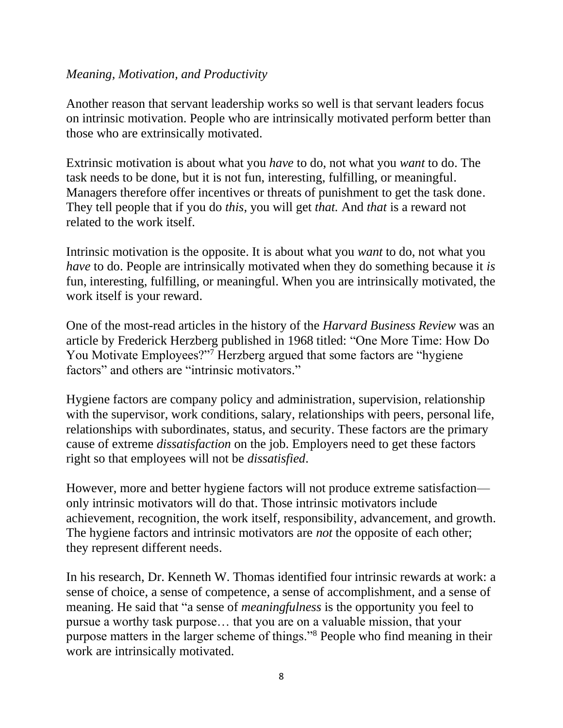*Meaning, Motivation, and Productivity*

Another reason that servant leadership works so well is that servant leaders focus on intrinsic motivation. People who are intrinsically motivated perform better than those who are extrinsically motivated.

Extrinsic motivation is about what you *have* to do, not what you *want* to do. The task needs to be done, but it is not fun, interesting, fulfilling, or meaningful. Managers therefore offer incentives or threats of punishment to get the task done. They tell people that if you do *this*, you will get *that.* And *that* is a reward not related to the work itself.

Intrinsic motivation is the opposite. It is about what you *want* to do, not what you *have* to do. People are intrinsically motivated when they do something because it *is* fun, interesting, fulfilling, or meaningful. When you are intrinsically motivated, the work itself is your reward.

One of the most-read articles in the history of the *Harvard Business Review* was an article by Frederick Herzberg published in 1968 titled: "One More Time: How Do You Motivate Employees?"[7] Herzberg argued that some factors are "hygiene factors" and others are "intrinsic motivators."

Hygiene factors are company policy and administration, supervision, relationship with the supervisor, work conditions, salary, relationships with peers, personal life, relationships with subordinates, status, and security. These factors are the primary cause of extreme *dissatisfaction* on the job. Employers need to get these factors right so that employees will not be *dissatisfied*.

However, more and better hygiene factors will not produce extreme satisfaction—only intrinsic motivators will do that. Those intrinsic motivators include achievement, recognition, the work itself, responsibility, advancement, and growth. The hygiene factors and intrinsic motivators are *not* the opposite of each other; they represent different needs.

In his research, Dr. Kenneth W. Thomas identified four intrinsic rewards at work: a sense of choice, a sense of competence, a sense of accomplishment, and a sense of meaning. He said that "a sense of *meaningfulness* is the opportunity you feel to pursue a worthy task purpose… that you are on a valuable mission, that your purpose matters in the larger scheme of things."[8] People who find meaning in their work are intrinsically motivated.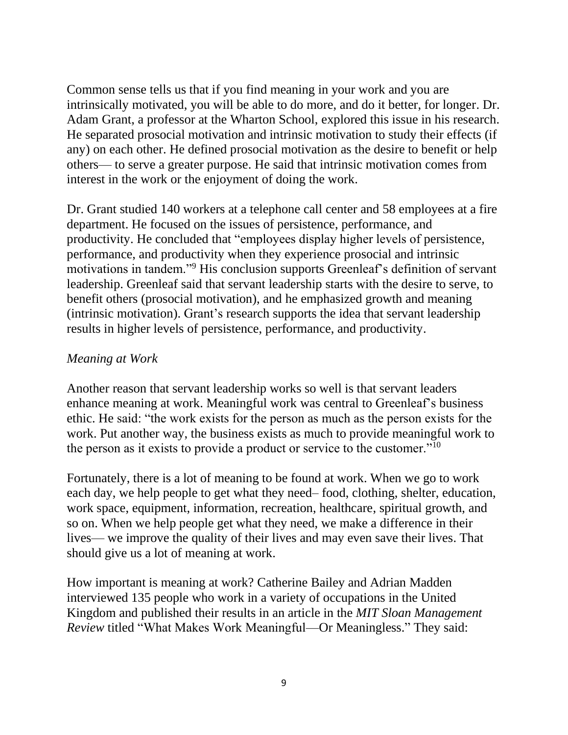Common sense tells us that if you find meaning in your work and you are intrinsically motivated, you will be able to do more, and do it better, for longer. Dr. Adam Grant, a professor at the Wharton School, explored this issue in his research. He separated prosocial motivation and intrinsic motivation to study their effects (if any) on each other. He defined prosocial motivation as the desire to benefit or help others— to serve a greater purpose. He said that intrinsic motivation comes from interest in the work or the enjoyment of doing the work.

Dr. Grant studied 140 workers at a telephone call center and 58 employees at a fire department. He focused on the issues of persistence, performance, and productivity. He concluded that "employees display higher levels of persistence, performance, and productivity when they experience prosocial and intrinsic motivations in tandem."[9] His conclusion supports Greenleaf's definition of servant leadership. Greenleaf said that servant leadership starts with the desire to serve, to benefit others (prosocial motivation), and he emphasized growth and meaning (intrinsic motivation). Grant's research supports the idea that servant leadership results in higher levels of persistence, performance, and productivity.

*Meaning at Work*

Another reason that servant leadership works so well is that servant leaders enhance meaning at work. Meaningful work was central to Greenleaf's business ethic. He said: "the work exists for the person as much as the person exists for the work. Put another way, the business exists as much to provide meaningful work to the person as it exists to provide a product or service to the customer."[10]

Fortunately, there is a lot of meaning to be found at work. When we go to work each day, we help people to get what they need– food, clothing, shelter, education, work space, equipment, information, recreation, healthcare, spiritual growth, and so on. When we help people get what they need, we make a difference in their lives— we improve the quality of their lives and may even save their lives. That should give us a lot of meaning at work.

How important is meaning at work? Catherine Bailey and Adrian Madden interviewed 135 people who work in a variety of occupations in the United Kingdom and published their results in an article in the *MIT Sloan Management Review* titled "What Makes Work Meaningful—Or Meaningless." They said: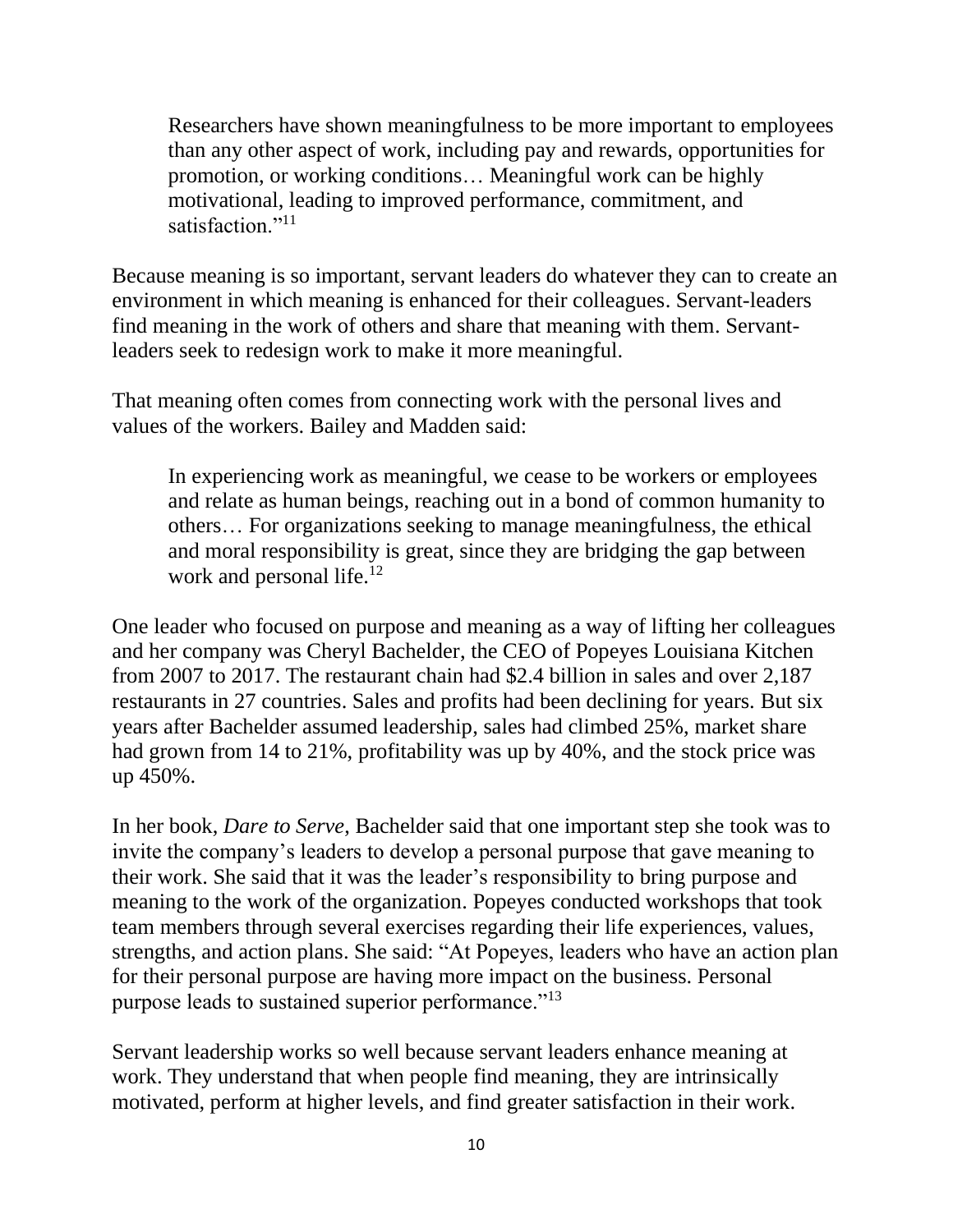> Researchers have shown meaningfulness to be more important to employees than any other aspect of work, including pay and rewards, opportunities for promotion, or working conditions… Meaningful work can be highly motivational, leading to improved performance, commitment, and satisfaction."[11]

Because meaning is so important, servant leaders do whatever they can to create an environment in which meaning is enhanced for their colleagues. Servant-leaders find meaning in the work of others and share that meaning with them. Servant-leaders seek to redesign work to make it more meaningful.

That meaning often comes from connecting work with the personal lives and values of the workers. Bailey and Madden said:

> In experiencing work as meaningful, we cease to be workers or employees and relate as human beings, reaching out in a bond of common humanity to others… For organizations seeking to manage meaningfulness, the ethical and moral responsibility is great, since they are bridging the gap between work and personal life.[12]

One leader who focused on purpose and meaning as a way of lifting her colleagues and her company was Cheryl Bachelder, the CEO of Popeyes Louisiana Kitchen from 2007 to 2017. The restaurant chain had $2.4 billion in sales and over 2,187 restaurants in 27 countries. Sales and profits had been declining for years. But six years after Bachelder assumed leadership, sales had climbed 25%, market share had grown from 14 to 21%, profitability was up by 40%, and the stock price was up 450%.

In her book, *Dare to Serve*, Bachelder said that one important step she took was to invite the company's leaders to develop a personal purpose that gave meaning to their work. She said that it was the leader's responsibility to bring purpose and meaning to the work of the organization. Popeyes conducted workshops that took team members through several exercises regarding their life experiences, values, strengths, and action plans. She said: "At Popeyes, leaders who have an action plan for their personal purpose are having more impact on the business. Personal purpose leads to sustained superior performance."[13]

Servant leadership works so well because servant leaders enhance meaning at work. They understand that when people find meaning, they are intrinsically motivated, perform at higher levels, and find greater satisfaction in their work.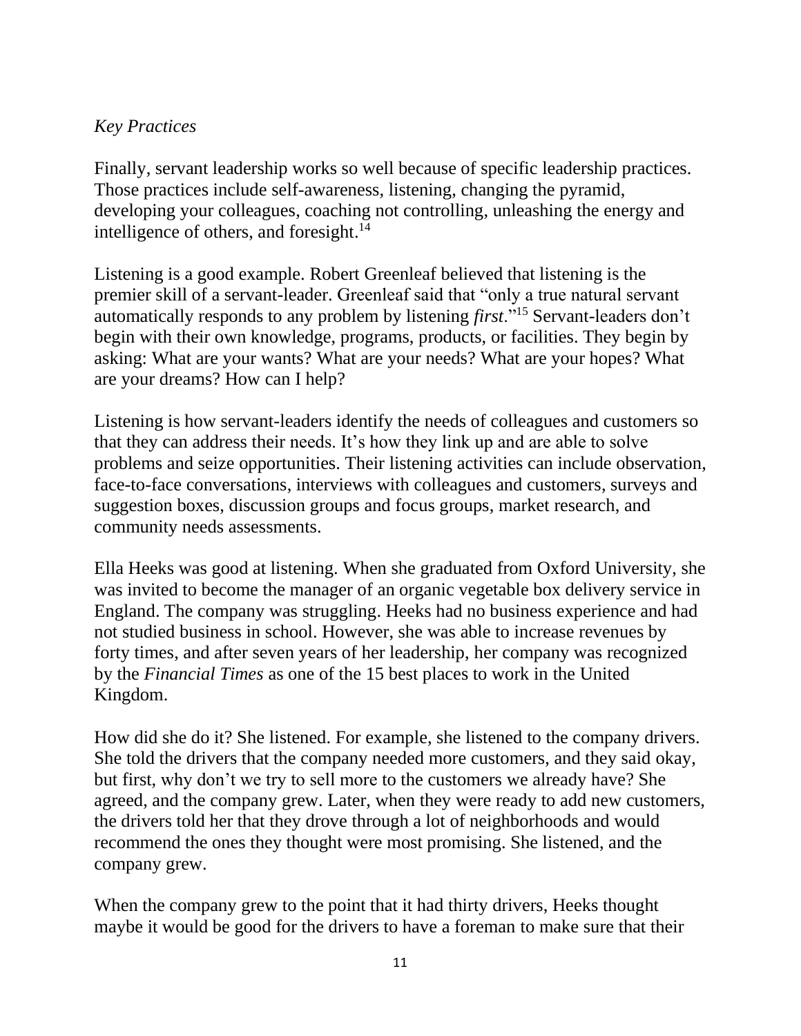*Key Practices*

Finally, servant leadership works so well because of specific leadership practices. Those practices include self-awareness, listening, changing the pyramid, developing your colleagues, coaching not controlling, unleashing the energy and intelligence of others, and foresight.[14]

Listening is a good example. Robert Greenleaf believed that listening is the premier skill of a servant-leader. Greenleaf said that "only a true natural servant automatically responds to any problem by listening *first*."[15] Servant-leaders don't begin with their own knowledge, programs, products, or facilities. They begin by asking: What are your wants? What are your needs? What are your hopes? What are your dreams? How can I help?

Listening is how servant-leaders identify the needs of colleagues and customers so that they can address their needs. It's how they link up and are able to solve problems and seize opportunities. Their listening activities can include observation, face-to-face conversations, interviews with colleagues and customers, surveys and suggestion boxes, discussion groups and focus groups, market research, and community needs assessments.

Ella Heeks was good at listening. When she graduated from Oxford University, she was invited to become the manager of an organic vegetable box delivery service in England. The company was struggling. Heeks had no business experience and had not studied business in school. However, she was able to increase revenues by forty times, and after seven years of her leadership, her company was recognized by the *Financial Times* as one of the 15 best places to work in the United Kingdom.

How did she do it? She listened. For example, she listened to the company drivers. She told the drivers that the company needed more customers, and they said okay, but first, why don't we try to sell more to the customers we already have? She agreed, and the company grew. Later, when they were ready to add new customers, the drivers told her that they drove through a lot of neighborhoods and would recommend the ones they thought were most promising. She listened, and the company grew.

When the company grew to the point that it had thirty drivers, Heeks thought maybe it would be good for the drivers to have a foreman to make sure that their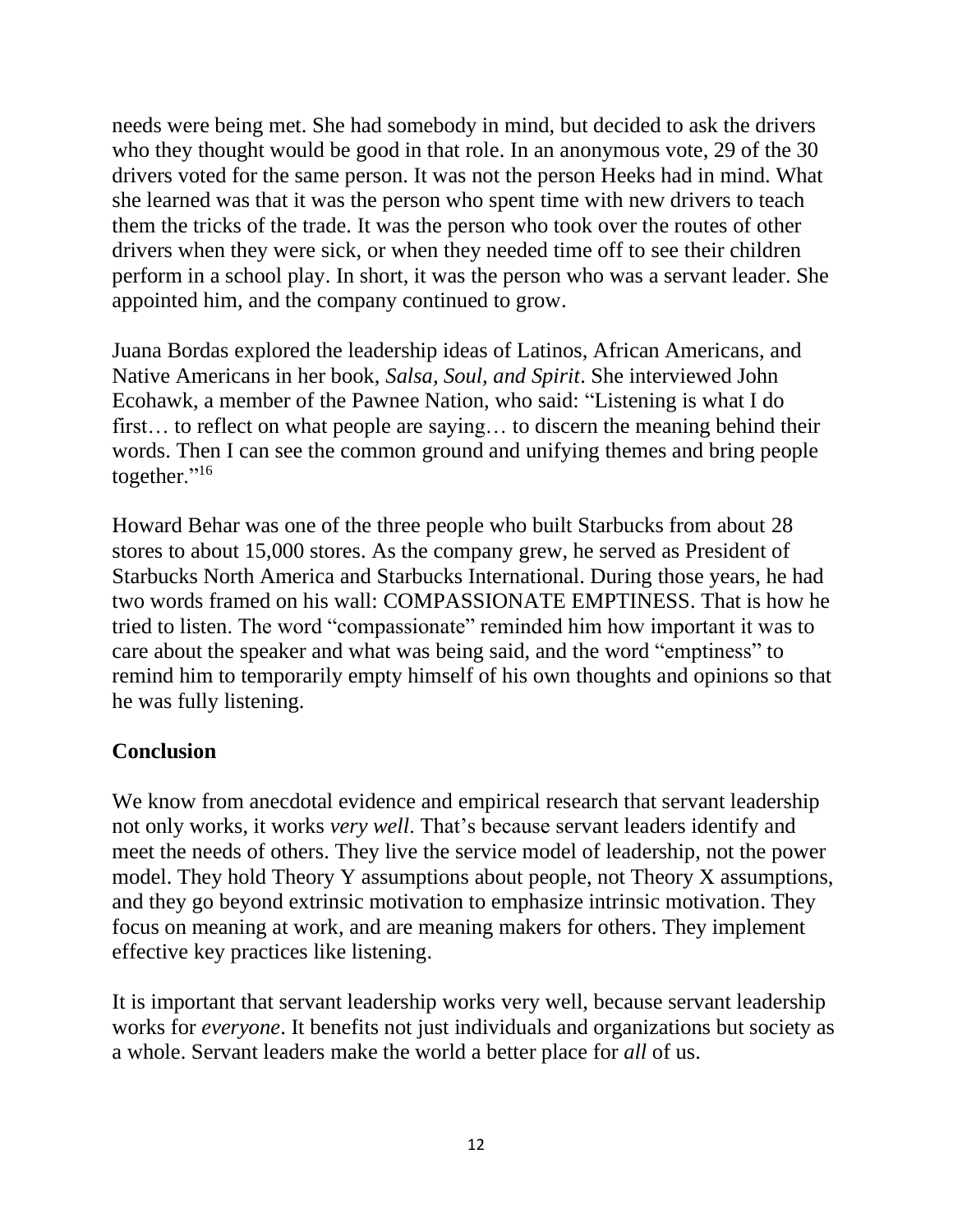needs were being met. She had somebody in mind, but decided to ask the drivers who they thought would be good in that role. In an anonymous vote, 29 of the 30 drivers voted for the same person. It was not the person Heeks had in mind. What she learned was that it was the person who spent time with new drivers to teach them the tricks of the trade. It was the person who took over the routes of other drivers when they were sick, or when they needed time off to see their children perform in a school play. In short, it was the person who was a servant leader. She appointed him, and the company continued to grow.

Juana Bordas explored the leadership ideas of Latinos, African Americans, and Native Americans in her book, *Salsa, Soul, and Spirit*. She interviewed John Ecohawk, a member of the Pawnee Nation, who said: "Listening is what I do first… to reflect on what people are saying… to discern the meaning behind their words. Then I can see the common ground and unifying themes and bring people together."[16]

Howard Behar was one of the three people who built Starbucks from about 28 stores to about 15,000 stores. As the company grew, he served as President of Starbucks North America and Starbucks International. During those years, he had two words framed on his wall: COMPASSIONATE EMPTINESS. That is how he tried to listen. The word "compassionate" reminded him how important it was to care about the speaker and what was being said, and the word "emptiness" to remind him to temporarily empty himself of his own thoughts and opinions so that he was fully listening.

## Conclusion

We know from anecdotal evidence and empirical research that servant leadership not only works, it works *very well*. That's because servant leaders identify and meet the needs of others. They live the service model of leadership, not the power model. They hold Theory Y assumptions about people, not Theory X assumptions, and they go beyond extrinsic motivation to emphasize intrinsic motivation. They focus on meaning at work, and are meaning makers for others. They implement effective key practices like listening.

It is important that servant leadership works very well, because servant leadership works for *everyone*. It benefits not just individuals and organizations but society as a whole. Servant leaders make the world a better place for *all* of us.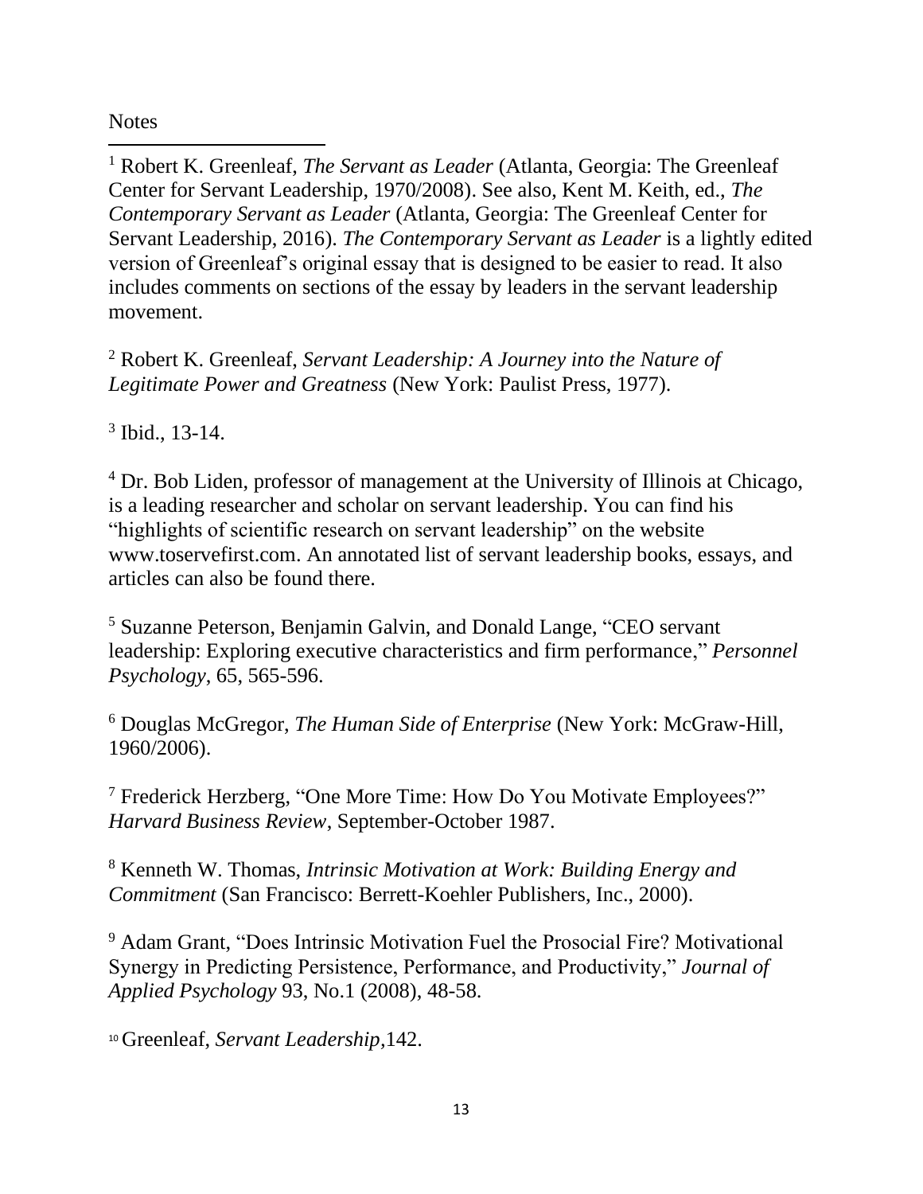Notes

---

[1] Robert K. Greenleaf, *The Servant as Leader* (Atlanta, Georgia: The Greenleaf Center for Servant Leadership, 1970/2008). See also, Kent M. Keith, ed., *The Contemporary Servant as Leader* (Atlanta, Georgia: The Greenleaf Center for Servant Leadership, 2016). *The Contemporary Servant as Leader* is a lightly edited version of Greenleaf's original essay that is designed to be easier to read. It also includes comments on sections of the essay by leaders in the servant leadership movement.

[2] Robert K. Greenleaf, *Servant Leadership: A Journey into the Nature of Legitimate Power and Greatness* (New York: Paulist Press, 1977).

[3] Ibid., 13-14.

[4] Dr. Bob Liden, professor of management at the University of Illinois at Chicago, is a leading researcher and scholar on servant leadership. You can find his "highlights of scientific research on servant leadership" on the website www.toservefirst.com. An annotated list of servant leadership books, essays, and articles can also be found there.

[5] Suzanne Peterson, Benjamin Galvin, and Donald Lange, "CEO servant leadership: Exploring executive characteristics and firm performance," *Personnel Psychology*, 65, 565-596.

[6] Douglas McGregor, *The Human Side of Enterprise* (New York: McGraw-Hill, 1960/2006).

[7] Frederick Herzberg, "One More Time: How Do You Motivate Employees?" *Harvard Business Review*, September-October 1987.

[8] Kenneth W. Thomas, *Intrinsic Motivation at Work: Building Energy and Commitment* (San Francisco: Berrett-Koehler Publishers, Inc., 2000).

[9] Adam Grant, "Does Intrinsic Motivation Fuel the Prosocial Fire? Motivational Synergy in Predicting Persistence, Performance, and Productivity," *Journal of Applied Psychology* 93, No.1 (2008), 48-58.

[10] Greenleaf, *Servant Leadership*,142.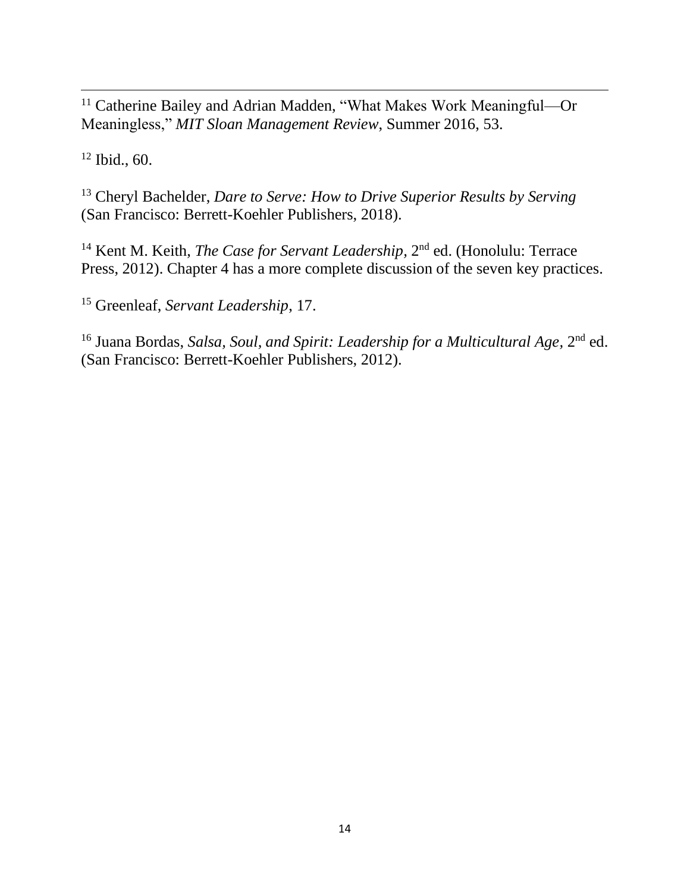[11] Catherine Bailey and Adrian Madden, "What Makes Work Meaningful—Or Meaningless," *MIT Sloan Management Review*, Summer 2016, 53.

[12] Ibid., 60.

[13] Cheryl Bachelder, *Dare to Serve: How to Drive Superior Results by Serving* (San Francisco: Berrett-Koehler Publishers, 2018).

[14] Kent M. Keith, *The Case for Servant Leadership*, 2nd ed. (Honolulu: Terrace Press, 2012). Chapter 4 has a more complete discussion of the seven key practices.

[15] Greenleaf, *Servant Leadership*, 17.

[16] Juana Bordas, *Salsa, Soul, and Spirit: Leadership for a Multicultural Age*, 2nd ed. (San Francisco: Berrett-Koehler Publishers, 2012).